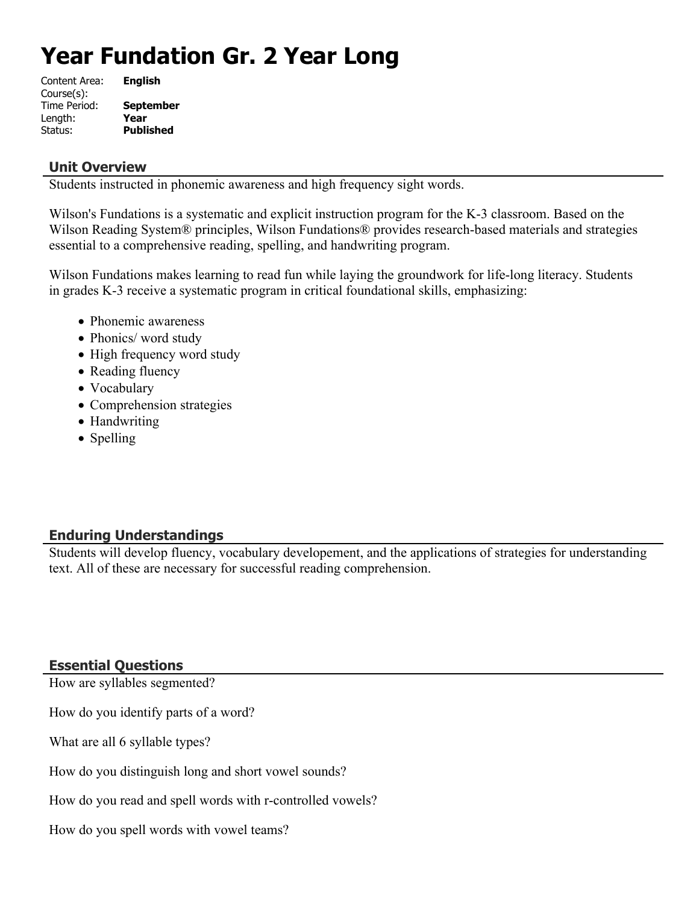# Year Fundation Gr. 2 Year Long

| | |
|---|---|
| Content Area: | **English** |
| Course(s): | |
| Time Period: | **September** |
| Length: | **Year** |
| Status: | **Published** |

## Unit Overview

Students instructed in phonemic awareness and high frequency sight words.

Wilson's Fundations is a systematic and explicit instruction program for the K-3 classroom. Based on the Wilson Reading System® principles, Wilson Fundations® provides research-based materials and strategies essential to a comprehensive reading, spelling, and handwriting program.

Wilson Fundations makes learning to read fun while laying the groundwork for life-long literacy. Students in grades K-3 receive a systematic program in critical foundational skills, emphasizing:

- Phonemic awareness
- Phonics/ word study
- High frequency word study
- Reading fluency
- Vocabulary
- Comprehension strategies
- Handwriting
- Spelling

## Enduring Understandings

Students will develop fluency, vocabulary developement, and the applications of strategies for understanding text. All of these are necessary for successful reading comprehension.

## Essential Questions

How are syllables segmented?

How do you identify parts of a word?

What are all 6 syllable types?

How do you distinguish long and short vowel sounds?

How do you read and spell words with r-controlled vowels?

How do you spell words with vowel teams?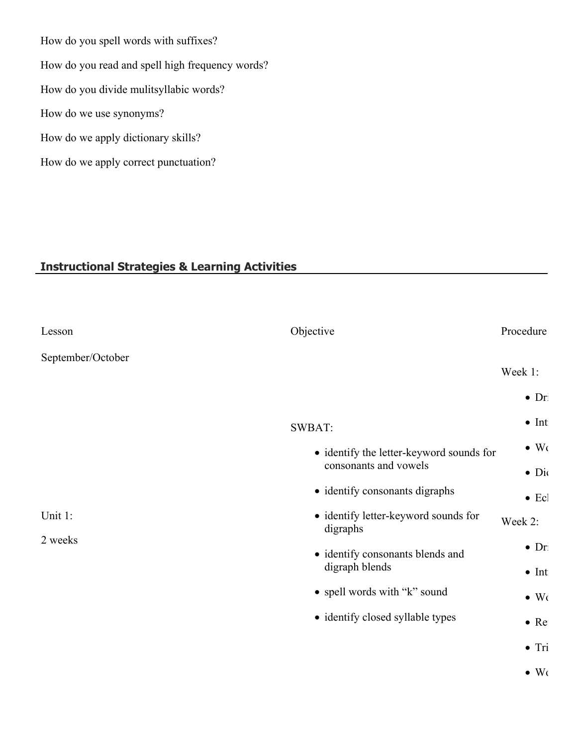How do you spell words with suffixes?

How do you read and spell high frequency words?

How do you divide mulitsyllabic words?

How do we use synonyms?

How do we apply dictionary skills?

How do we apply correct punctuation?

## Instructional Strategies & Learning Activities

| Lesson | Objective | Procedure |
|---|---|---|
| September/October<br><br>Unit 1:<br><br>2 weeks | SWBAT:<br><br>• identify the letter-keyword sounds for consonants and vowels<br>• identify consonants digraphs<br>• identify letter-keyword sounds for digraphs<br>• identify consonants blends and digraph blends<br>• spell words with "k" sound<br>• identify closed syllable types | Week 1:<br><br>• Dr<br>• Int<br>• Wo<br>• Dic<br>• Ecl<br><br>Week 2:<br><br>• Dr<br>• Int<br>• Wo<br>• Re<br>• Tri<br>• Wo |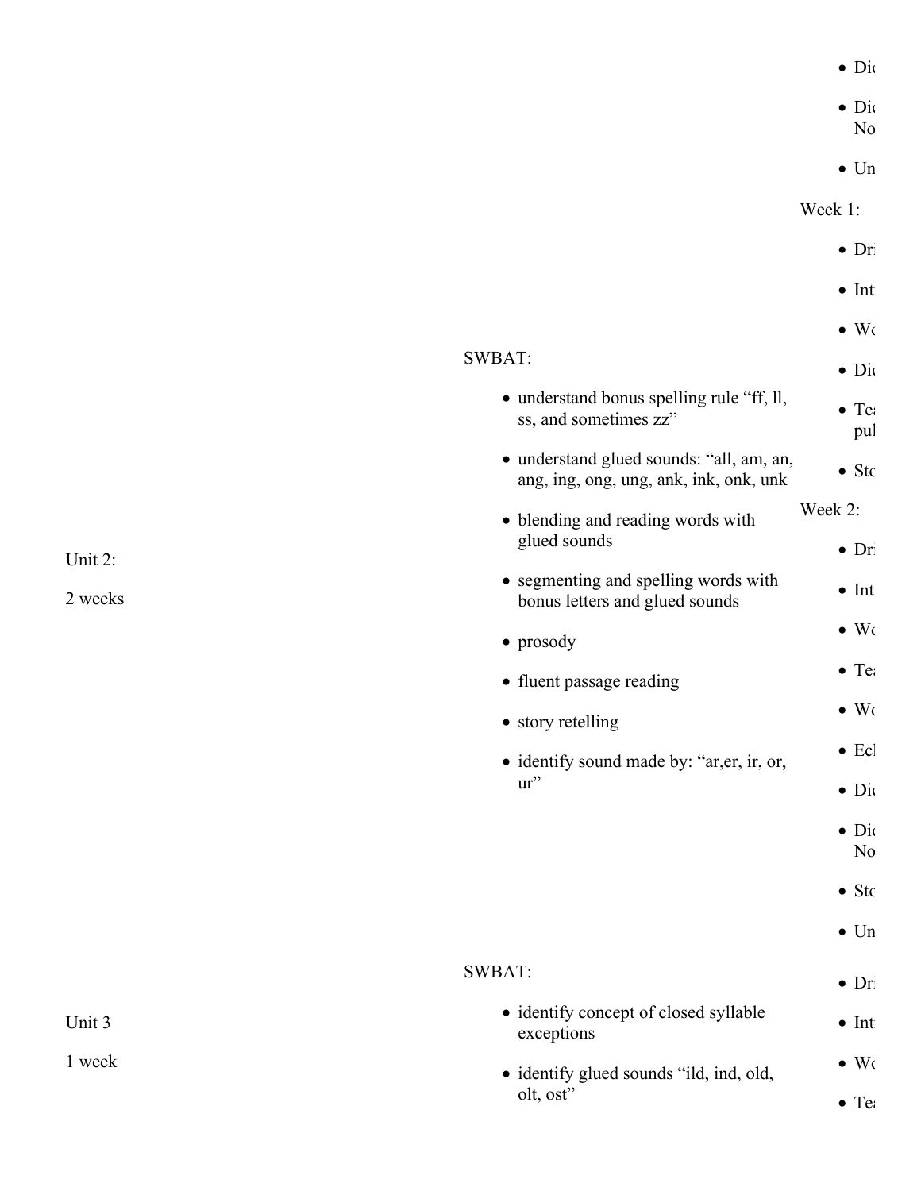| | | |
|---|---|---|
| | | • Di<br>• Di No<br>• Un |
| Unit 2:<br><br>2 weeks | SWBAT:<br><br>• understand bonus spelling rule "ff, ll, ss, and sometimes zz"<br>• understand glued sounds: "all, am, an, ang, ing, ong, ung, ank, ink, onk, unk<br>• blending and reading words with glued sounds<br>• segmenting and spelling words with bonus letters and glued sounds<br>• prosody<br>• fluent passage reading<br>• story retelling<br>• identify sound made by: "ar,er, ir, or, ur" | Week 1:<br><br>• Dr<br>• Int<br>• Wo<br>• Di<br>• Te pul<br>• Sto<br><br>Week 2:<br><br>• Dr<br>• Int<br>• Wo<br>• Te<br>• Wo<br>• Ec<br>• Di<br>• Di No<br>• Sto<br>• Un |
| Unit 3<br><br>1 week | SWBAT:<br><br>• identify concept of closed syllable exceptions<br>• identify glued sounds "ild, ind, old, olt, ost" | • Dr<br>• Int<br>• Wo<br>• Te |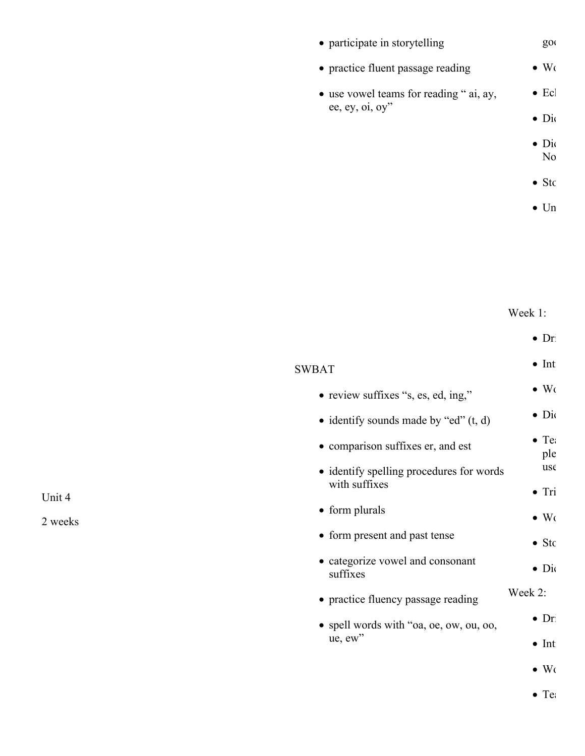| | | | |
|---|---|---|---|
| | | <ul><li>participate in storytelling</li><li>practice fluent passage reading</li><li>use vowel teams for reading " ai, ay, ee, ey, oi, oy"</li></ul> | go<br><ul><li>Wo</li><li>Ec</li><li>Di</li><li>Di No</li><li>Sto</li><li>Un</li></ul> |
| Unit 4<br><br>2 weeks | | SWBAT<br><ul><li>review suffixes "s, es, ed, ing,"</li><li>identify sounds made by "ed" (t, d)</li><li>comparison suffixes er, and est</li><li>identify spelling procedures for words with suffixes</li><li>form plurals</li><li>form present and past tense</li><li>categorize vowel and consonant suffixes</li><li>practice fluency passage reading</li><li>spell words with "oa, oe, ow, ou, oo, ue, ew"</li></ul> | Week 1:<br><ul><li>Dr</li><li>Int</li><li>Wo</li><li>Di</li><li>Te ple use</li><li>Tri</li><li>Wo</li><li>Sto</li><li>Di</li></ul>Week 2:<br><ul><li>Dr</li><li>Int</li><li>Wo</li><li>Te</li></ul> |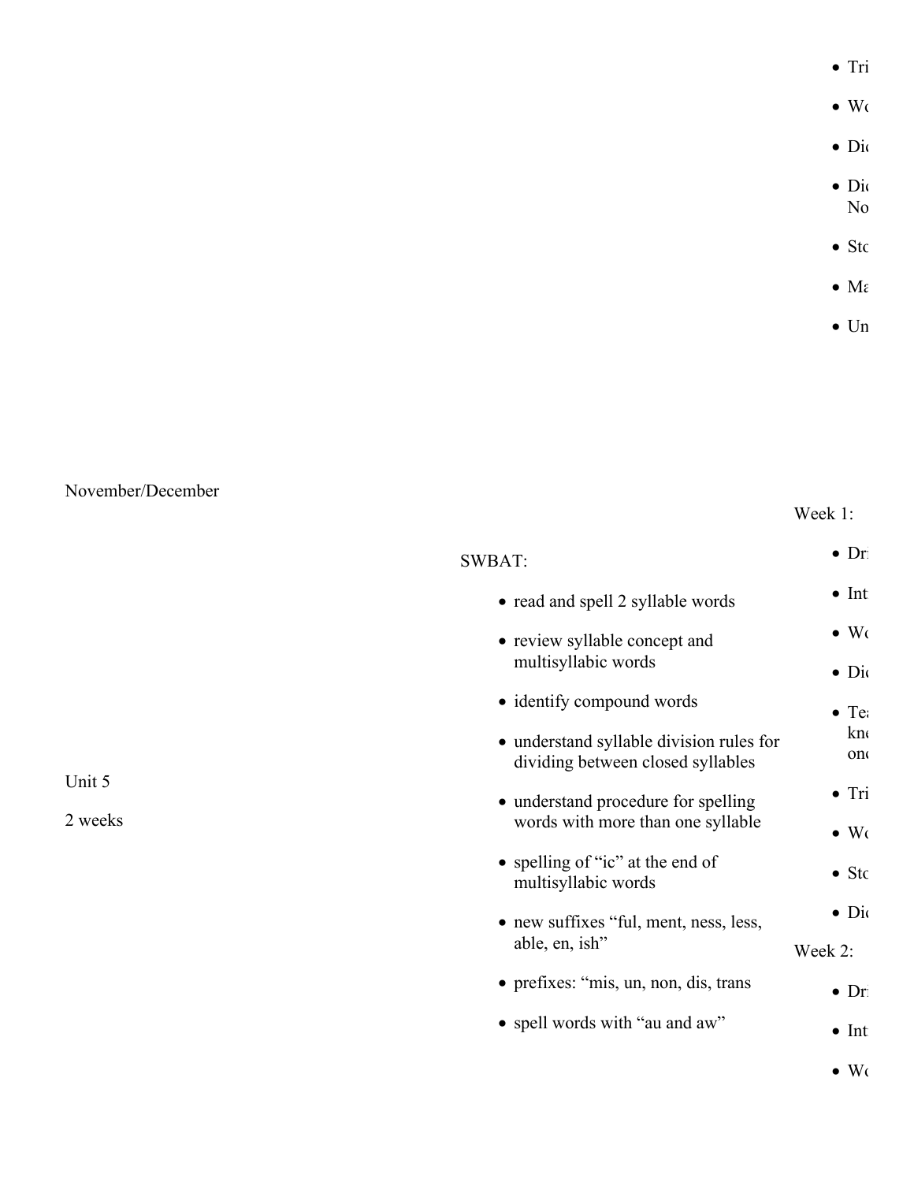- Tri
- Wo
- Dic
- Dic
  No
- Sto
- Ma
- Un

November/December

Unit 5

2 weeks

SWBAT:

- read and spell 2 syllable words
- review syllable concept and multisyllabic words
- identify compound words
- understand syllable division rules for dividing between closed syllables
- understand procedure for spelling words with more than one syllable
- spelling of "ic" at the end of multisyllabic words
- new suffixes "ful, ment, ness, less, able, en, ish"
- prefixes: "mis, un, non, dis, trans
- spell words with "au and aw"

Week 1:

- Dr
- Int
- Wo
- Dic
- Tea
  kno
  onc
- Tri
- Wo
- Sto
- Dic

Week 2:

- Dr
- Int
- Wo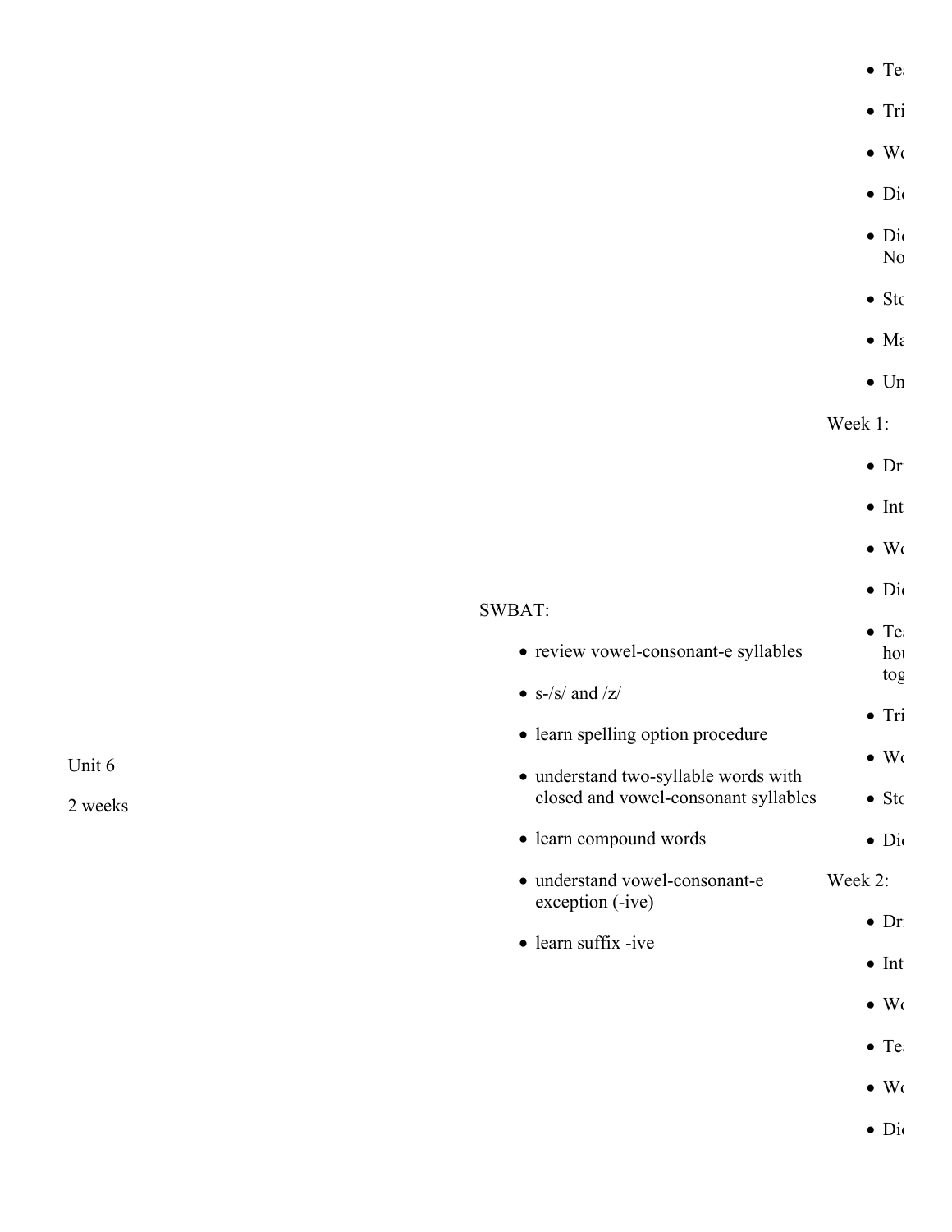Unit 6

2 weeks

SWBAT:

- review vowel-consonant-e syllables
- s-/s/ and /z/
- learn spelling option procedure
- understand two-syllable words with closed and vowel-consonant syllables
- learn compound words
- understand vowel-consonant-e exception (-ive)
- learn suffix -ive

- Te
- Tri
- Wo
- Dic
- Dic No
- Sto
- Ma
- Un

Week 1:

- Dri
- Int
- Wo
- Dic
- Tea hou tog
- Tri
- Wo
- Sto
- Dic

Week 2:

- Dri
- Int
- Wo
- Tea
- Wo
- Dic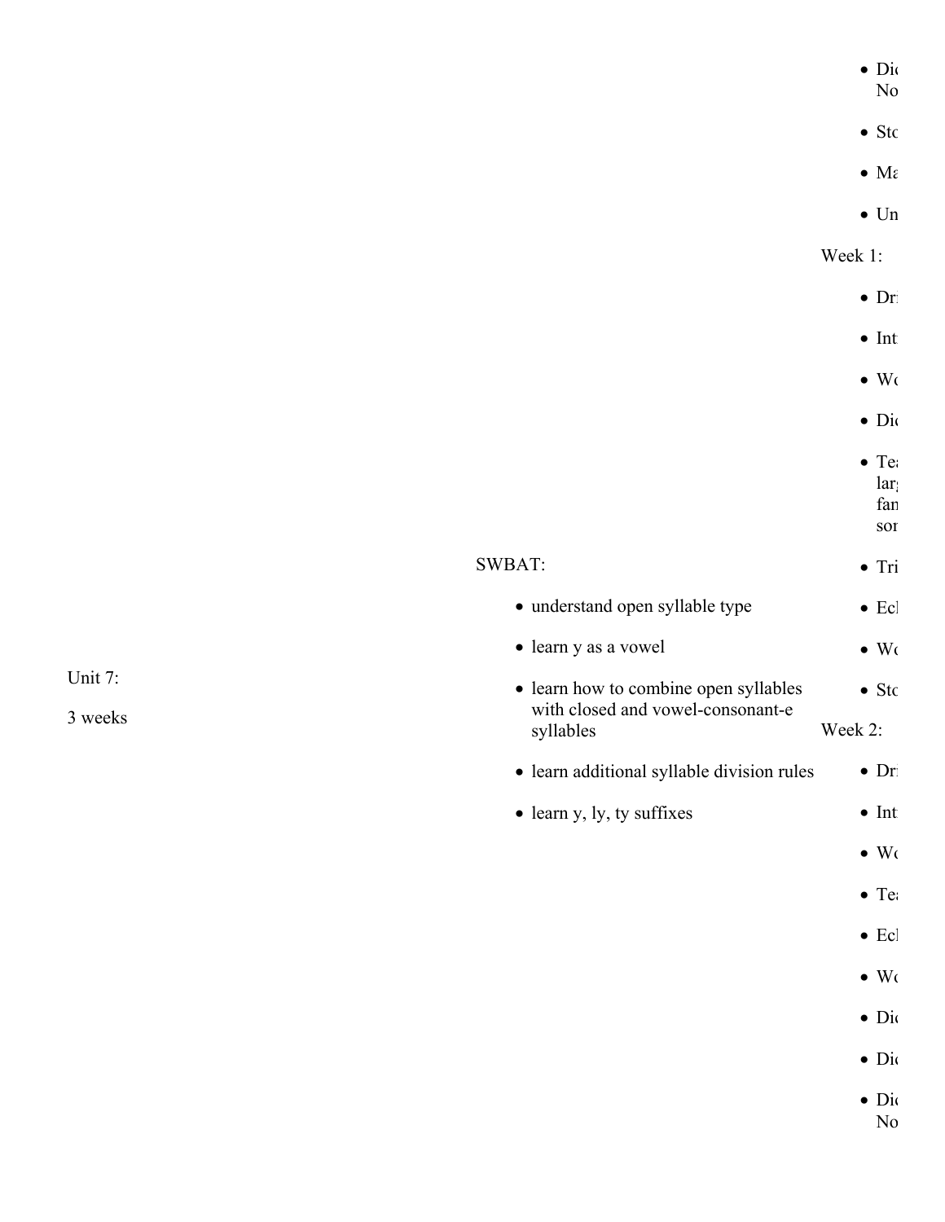Unit 7:

3 weeks

SWBAT:

- understand open syllable type
- learn y as a vowel
- learn how to combine open syllables with closed and vowel-consonant-e syllables
- learn additional syllable division rules
- learn y, ly, ty suffixes

- Di No
- Sto
- Ma
- Un

Week 1:

- Dr
- Int
- Wo
- Di
- Te lar fan so
- Tri
- Ec
- Wo
- Sto

Week 2:

- Dr
- Int
- Wo
- Te
- Ec
- Wo
- Di
- Di
- Di No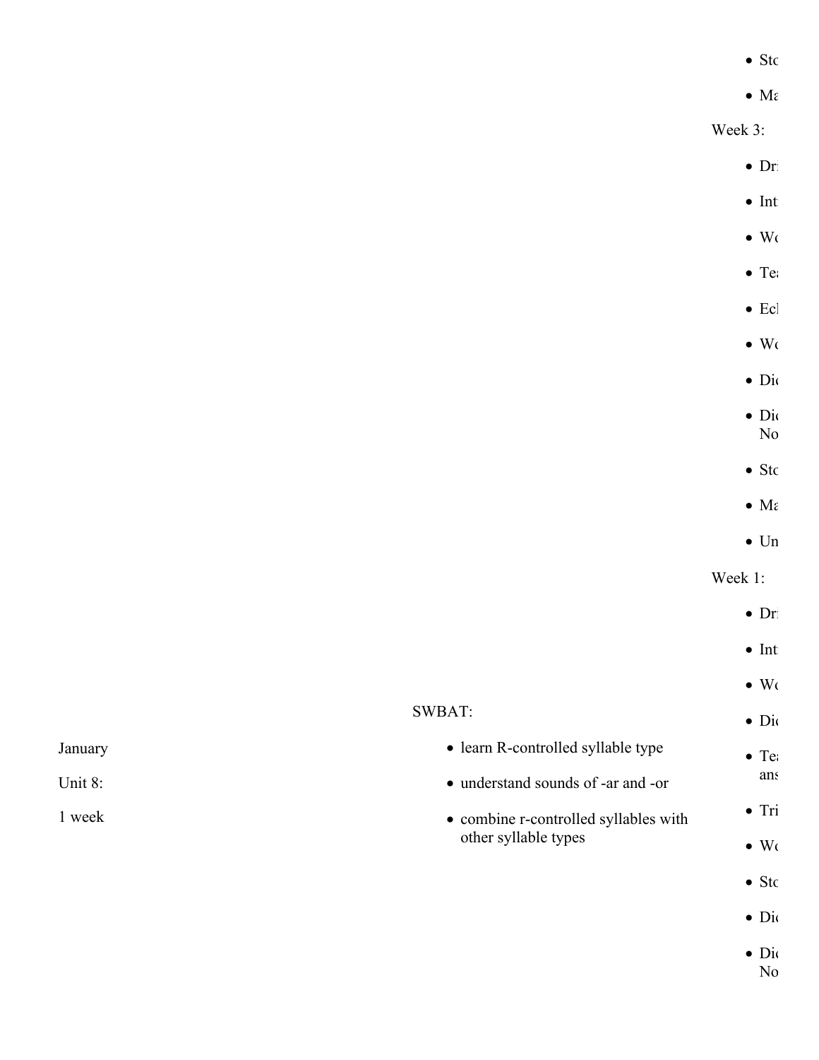- Sto
- Ma

Week 3:

- Dr
- Int
- Wo
- Tea
- Ech
- Wo
- Dic
- Dic No
- Sto
- Ma
- Un

Week 1:

- Dr
- Int
- Wo

| | | |
|---|---|---|
| January<br><br>Unit 8:<br><br>1 week | SWBAT:<br><br>- learn R-controlled syllable type<br>- understand sounds of -ar and -or<br>- combine r-controlled syllables with other syllable types | - Dic<br>- Tea ans<br>- Tri<br>- Wo<br>- Sto<br>- Dic<br>- Dic No |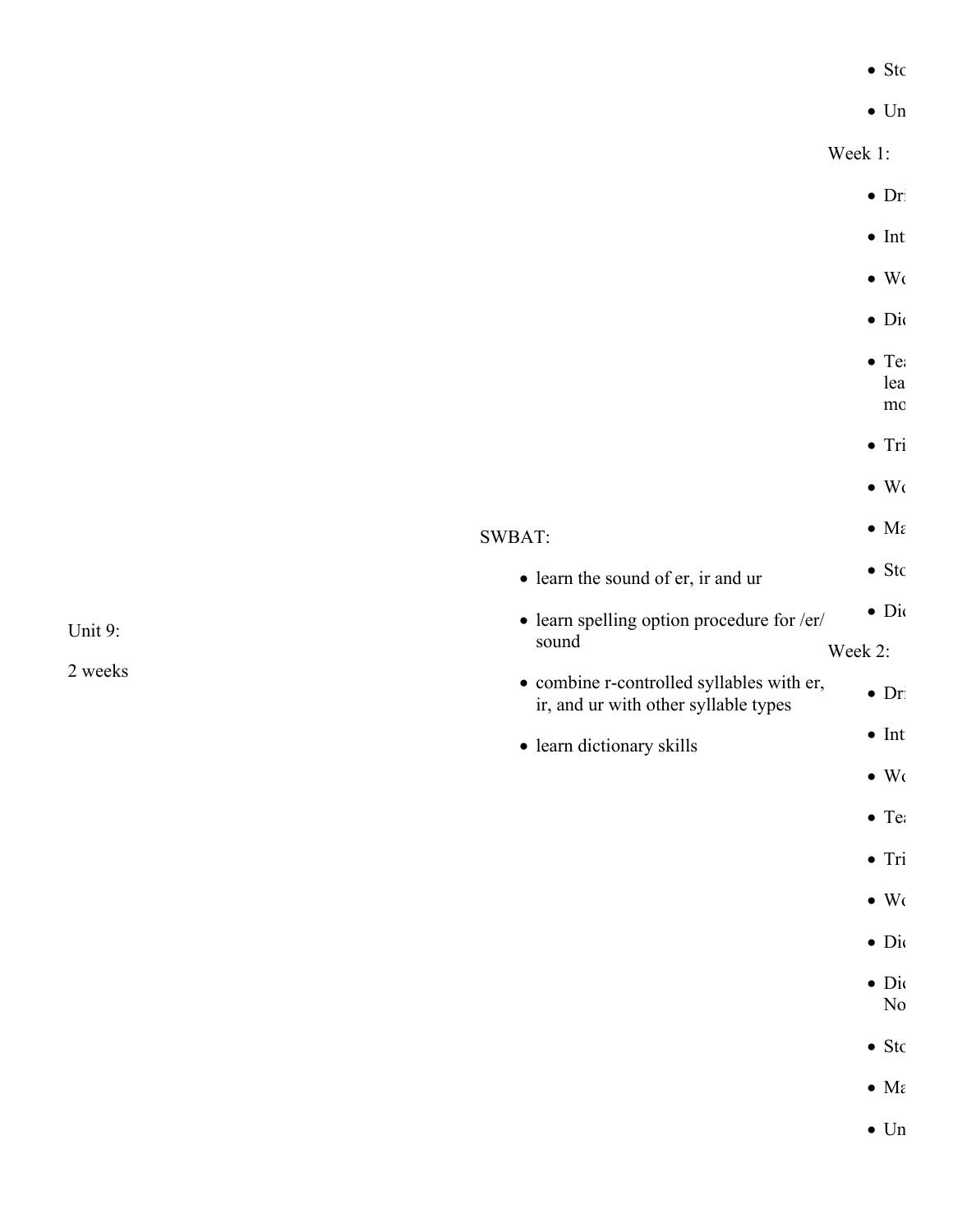| Unit | Objectives | Activities |
|---|---|---|
| Unit 9:<br><br>2 weeks | SWBAT:<br><br>• learn the sound of er, ir and ur<br>• learn spelling option procedure for /er/ sound<br>• combine r-controlled syllables with er, ir, and ur with other syllable types<br>• learn dictionary skills | • Sto<br>• Un<br><br>Week 1:<br><br>• Dr<br>• Int<br>• Wo<br>• Dic<br>• Tea lea mo<br>• Tri<br>• Wo<br>• Ma<br>• Sto<br>• Dic<br><br>Week 2:<br><br>• Dr<br>• Int<br>• Wo<br>• Tea<br>• Tri<br>• Wo<br>• Dic<br>• Dic No<br>• Sto<br>• Ma<br>• Un |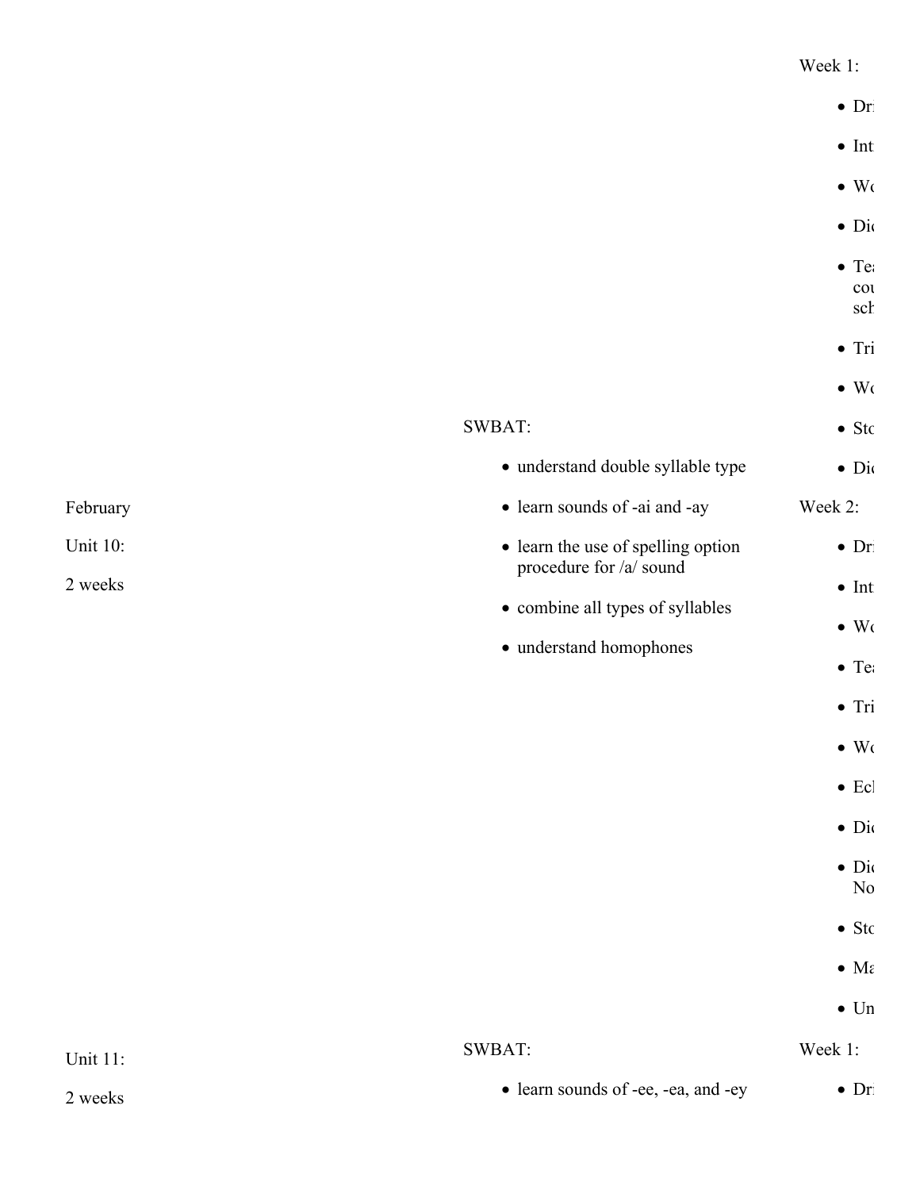| | | |
|---|---|---|
| February<br><br>Unit 10:<br><br>2 weeks | SWBAT:<br><br>• understand double syllable type<br>• learn sounds of -ai and -ay<br>• learn the use of spelling option procedure for /a/ sound<br>• combine all types of syllables<br>• understand homophones | Week 1:<br><br>• Dr<br>• Int<br>• Wo<br>• Di<br>• Tea cou sch<br>• Tri<br>• Wo<br>• Sto<br>• Di<br><br>Week 2:<br><br>• Dr<br>• Int<br>• Wo<br>• Tea<br>• Tri<br>• Wo<br>• Ecl<br>• Di<br>• Di No<br>• Sto<br>• Ma<br>• Un |
| Unit 11:<br><br>2 weeks | SWBAT:<br><br>• learn sounds of -ee, -ea, and -ey | Week 1:<br><br>• Dr |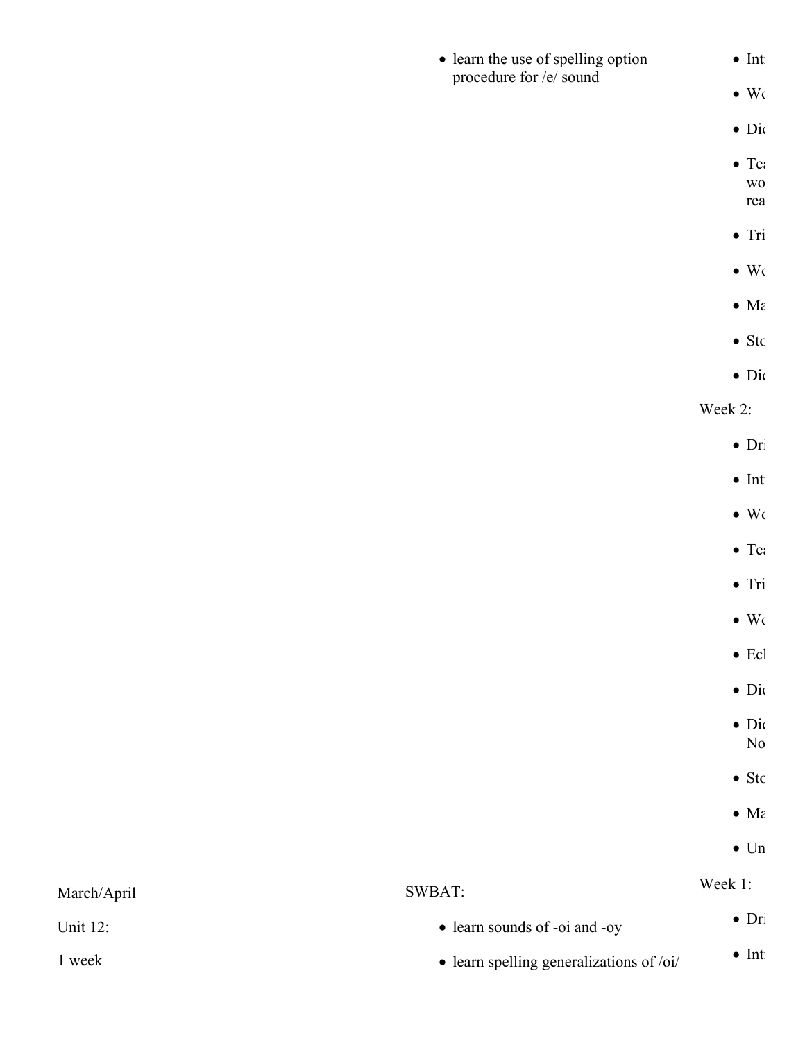- learn the use of spelling option procedure for /e/ sound

- Int
- Wo
- Dic
- Tea wo rea
- Tri
- Wo
- Ma
- Sto
- Dic

Week 2:

- Dr
- Int
- Wo
- Tea
- Tri
- Wo
- Ecl
- Dic
- Dic No
- Sto
- Ma
- Un

March/April

Unit 12:

1 week

SWBAT:

- learn sounds of -oi and -oy
- learn spelling generalizations of /oi/

Week 1:

- Dr
- Int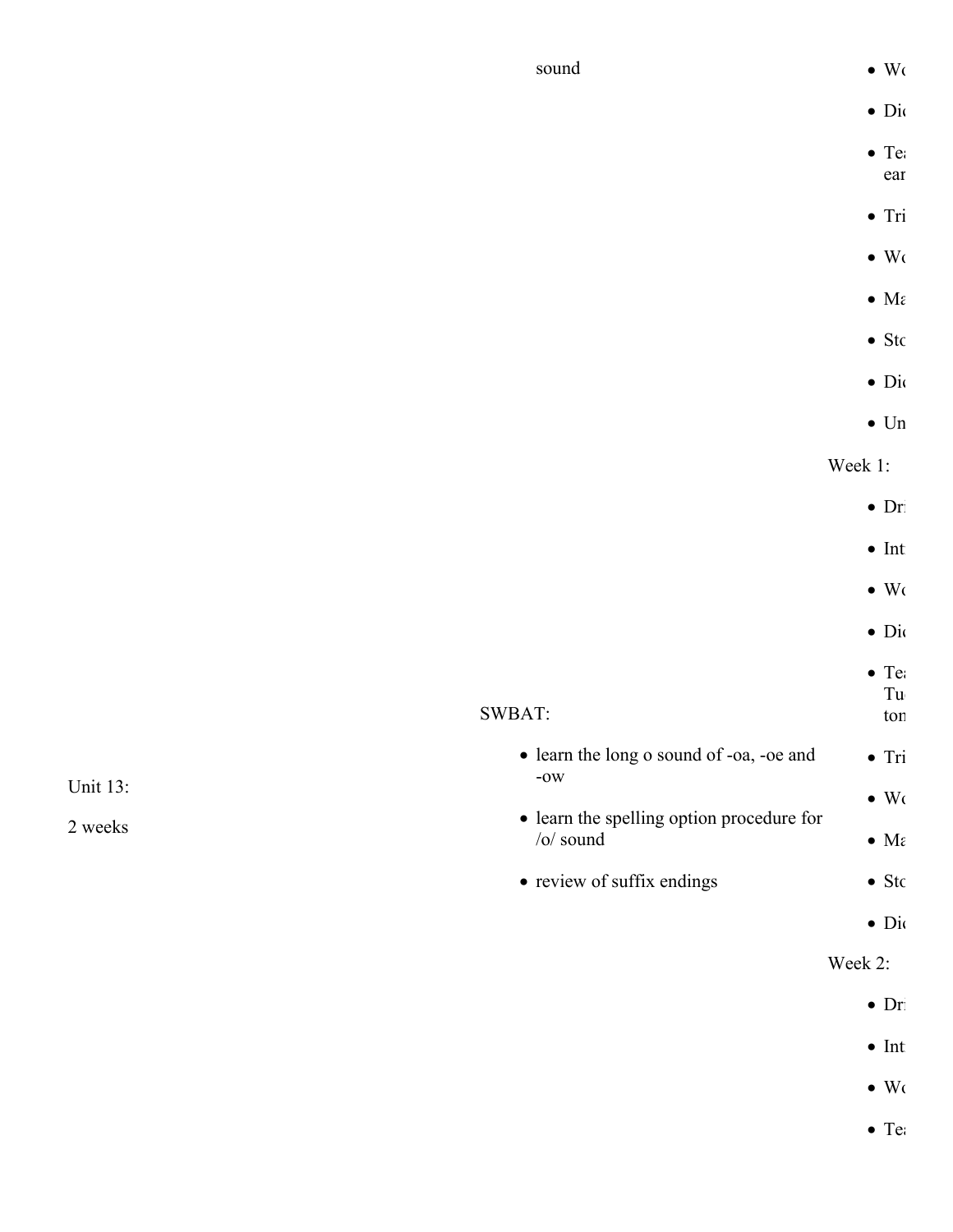sound

- Wo
- Dic
- Tea ear
- Tri
- Wo
- Ma
- Sto
- Dic
- Un

Week 1:

- Dri
- Int
- Wo
- Dic
- Tea Tu ton
- Tri
- Wo
- Ma
- Sto
- Dic

Week 2:

- Dri
- Int
- Wo
- Tea

Unit 13:

2 weeks

SWBAT:

- learn the long o sound of -oa, -oe and -ow
- learn the spelling option procedure for /o/ sound
- review of suffix endings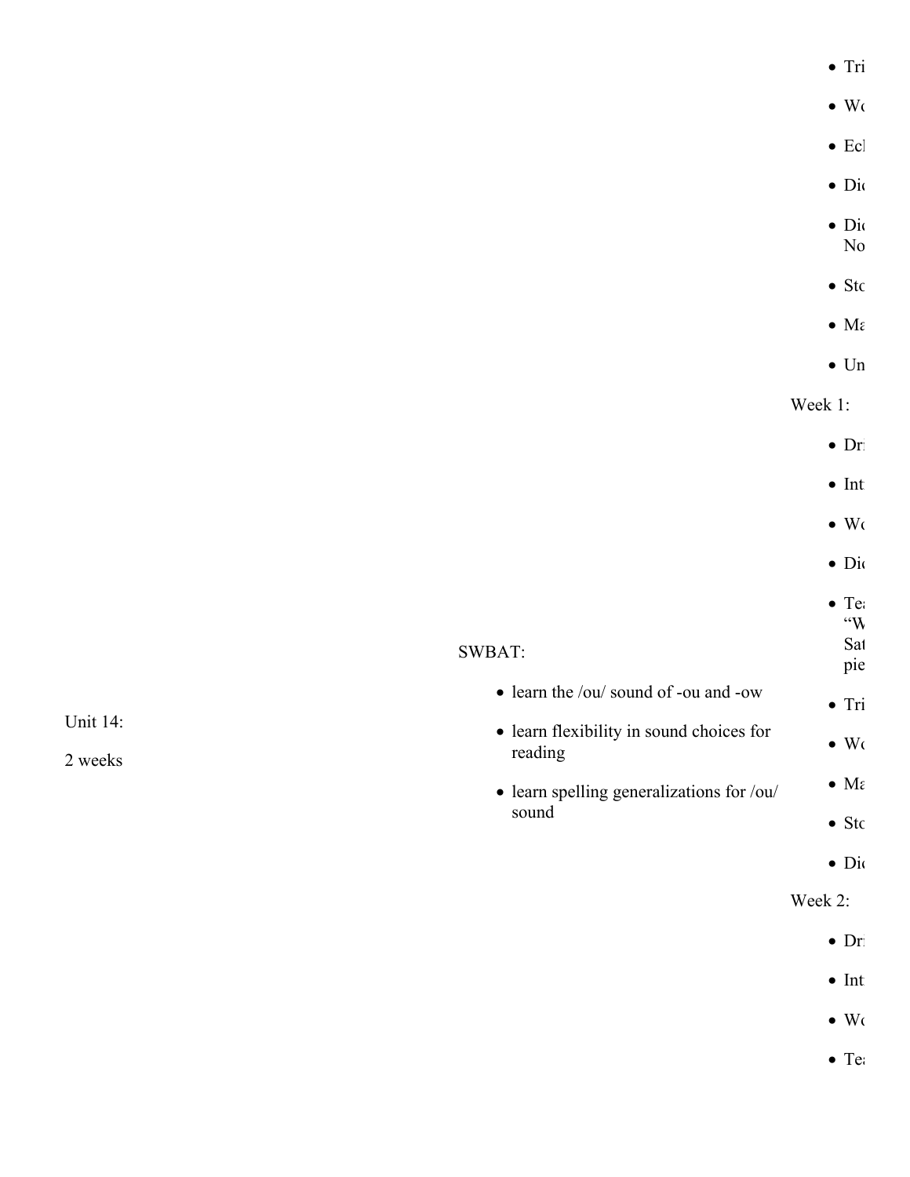Unit 14:

2 weeks

SWBAT:

- learn the /ou/ sound of -ou and -ow
- learn flexibility in sound choices for reading
- learn spelling generalizations for /ou/ sound

- Tri
- Wo
- Ech
- Dic
- Dic
  No
- Sto
- Ma
- Un

Week 1:

- Dri
- Int
- Wo
- Dic
- Tea
  "W
  Sat
  pie
- Tri
- Wo
- Ma
- Sto
- Dic

Week 2:

- Dri
- Int
- Wo
- Tea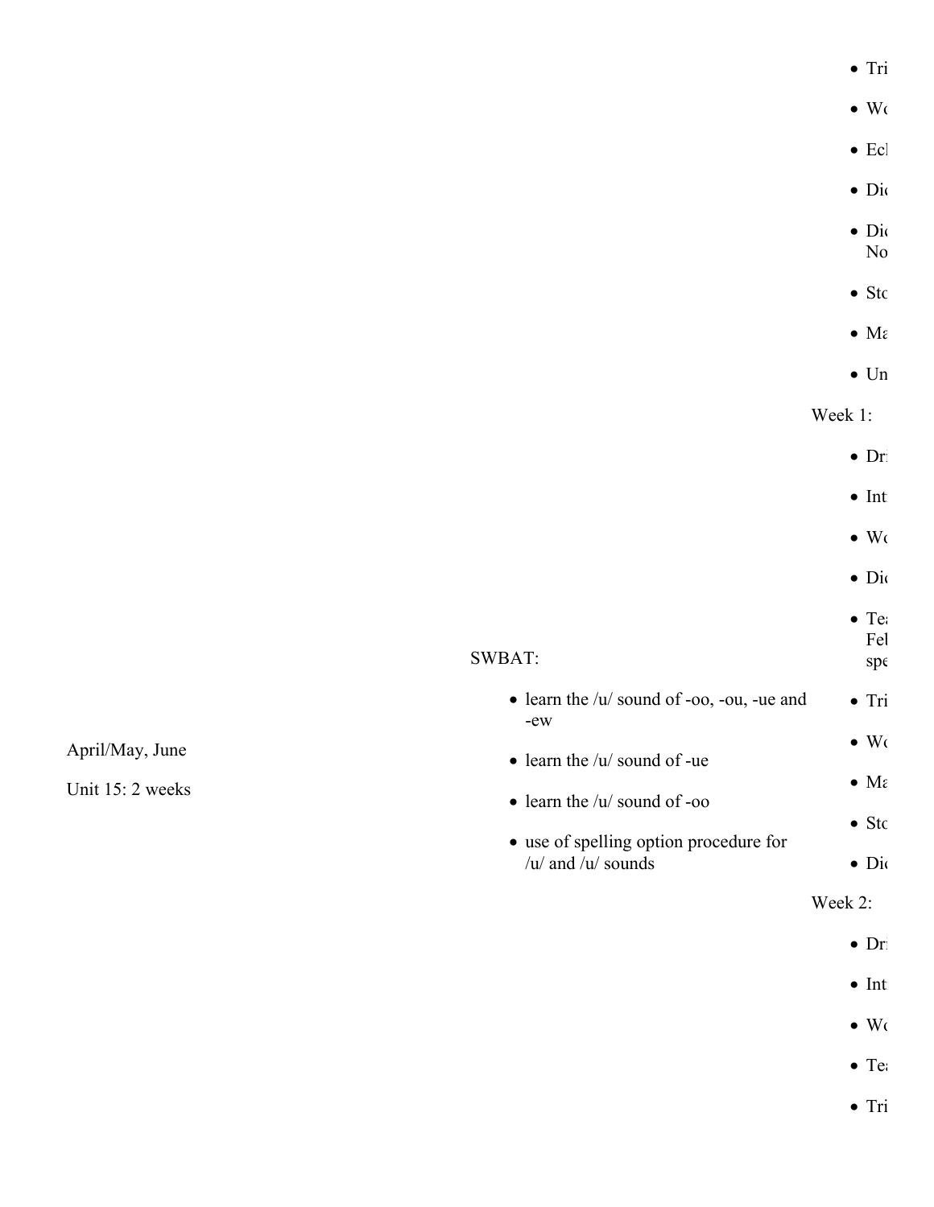| | | |
|---|---|---|
| April/May, June<br><br>Unit 15: 2 weeks | SWBAT:<br><br>- learn the /u/ sound of -oo, -ou, -ue and -ew<br>- learn the /u/ sound of -ue<br>- learn the /u/ sound of -oo<br>- use of spelling option procedure for /u/ and /u/ sounds | - Tri<br>- Wo<br>- Ecl<br>- Dic<br>- Dic No<br>- Sto<br>- Ma<br>- Un<br><br>Week 1:<br><br>- Dr<br>- Int<br>- Wo<br>- Dic<br>- Tea Fel spe<br>- Tri<br>- Wo<br>- Ma<br>- Sto<br>- Dic<br><br>Week 2:<br><br>- Dr<br>- Int<br>- Wo<br>- Tea<br>- Tri |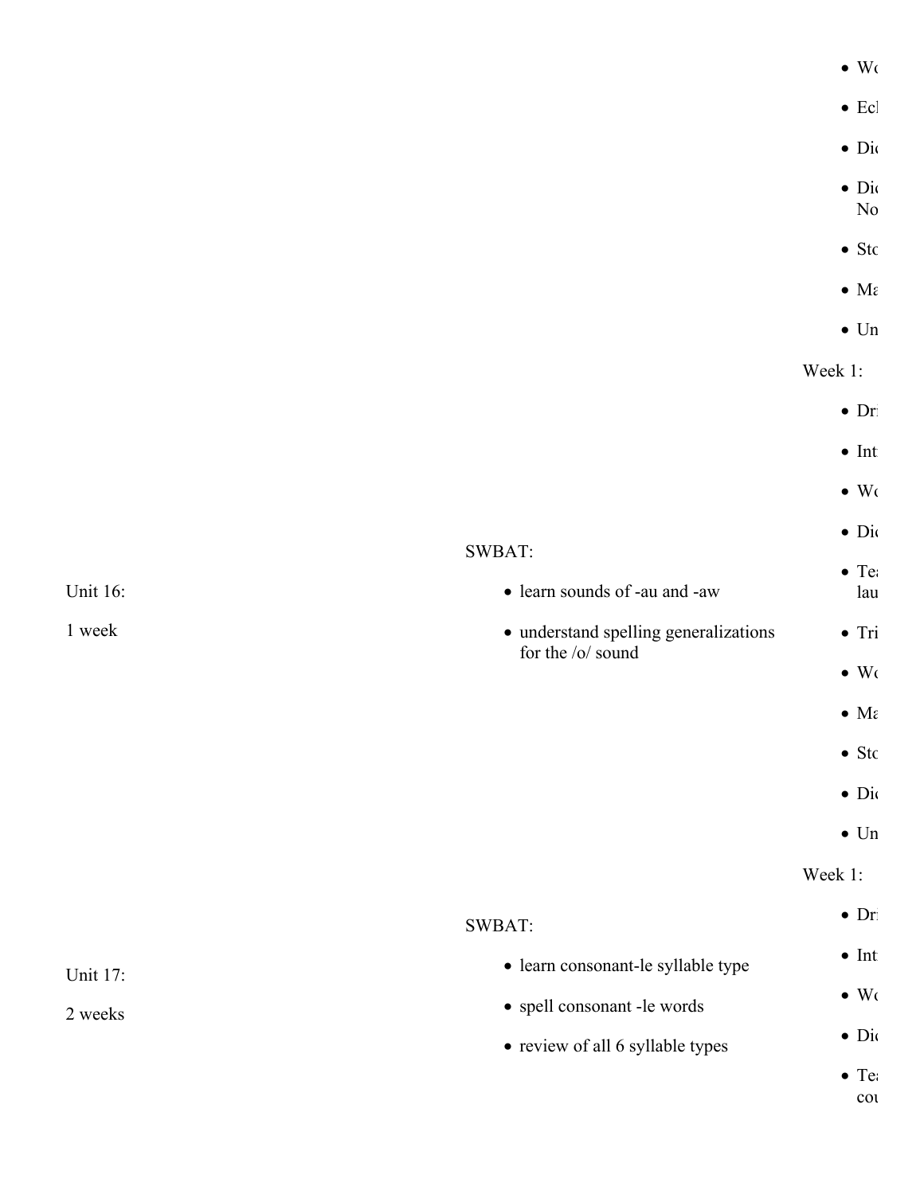- Wo
- Ecl
- Dic
- Dic No
- Sto
- Ma
- Un

| | | |
|---|---|---|
| Unit 16: 1 week | SWBAT: <br> - learn sounds of -au and -aw <br> - understand spelling generalizations for the /o/ sound | Week 1: <br> - Dr <br> - Int <br> - Wo <br> - Dic <br> - Tea lau <br> - Tri <br> - Wo <br> - Ma <br> - Sto <br> - Dic <br> - Un |
| Unit 17: 2 weeks | SWBAT: <br> - learn consonant-le syllable type <br> - spell consonant -le words <br> - review of all 6 syllable types | Week 1: <br> - Dr <br> - Int <br> - Wo <br> - Dic <br> - Tea cou |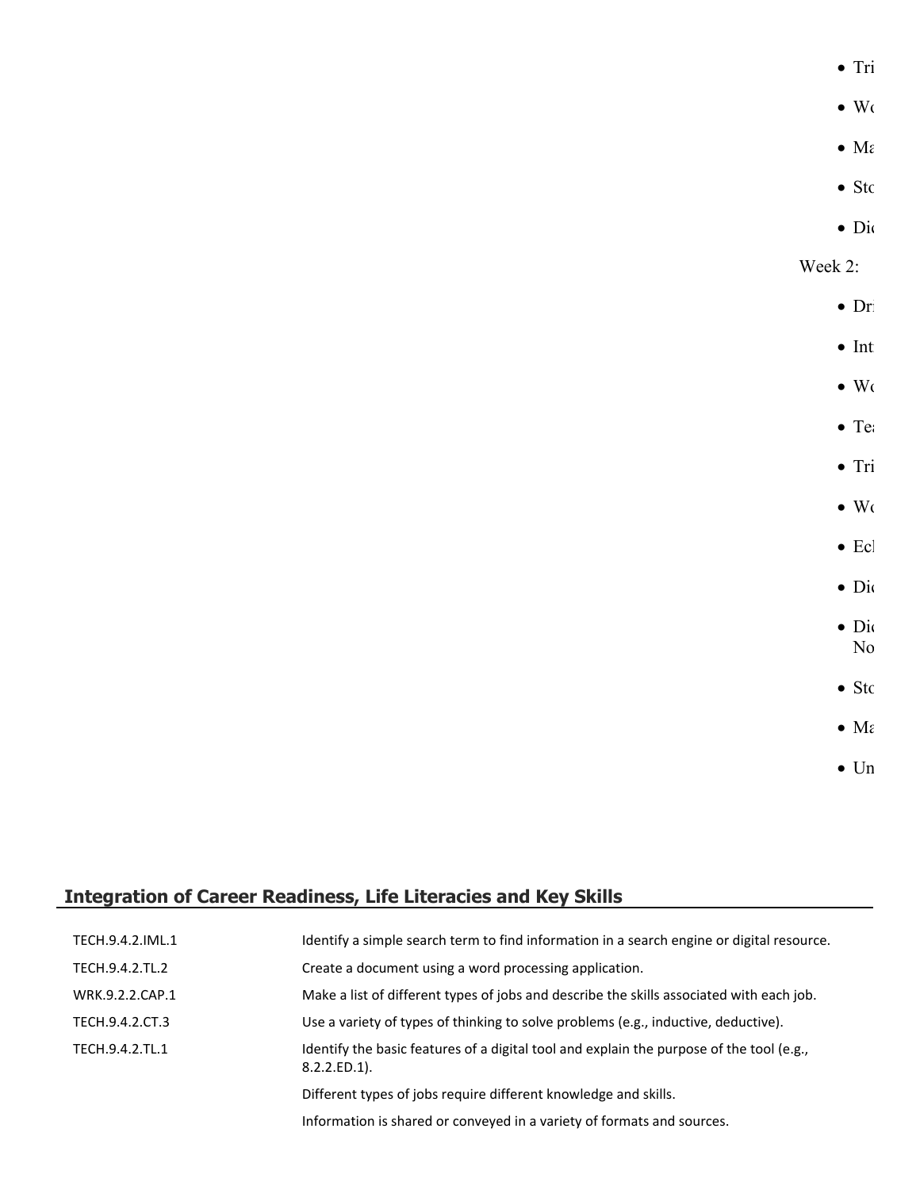- Tri
- Wo
- Ma
- Sto
- Dic

Week 2:

- Dr
- Int
- Wo
- Tea
- Tri
- Wo
- Ech
- Dic
- Dic No
- Sto
- Ma
- Un

## Integration of Career Readiness, Life Literacies and Key Skills

| | |
|---|---|
| TECH.9.4.2.IML.1 | Identify a simple search term to find information in a search engine or digital resource. |
| TECH.9.4.2.TL.2 | Create a document using a word processing application. |
| WRK.9.2.2.CAP.1 | Make a list of different types of jobs and describe the skills associated with each job. |
| TECH.9.4.2.CT.3 | Use a variety of types of thinking to solve problems (e.g., inductive, deductive). |
| TECH.9.4.2.TL.1 | Identify the basic features of a digital tool and explain the purpose of the tool (e.g., 8.2.2.ED.1). |
| | Different types of jobs require different knowledge and skills. |
| | Information is shared or conveyed in a variety of formats and sources. |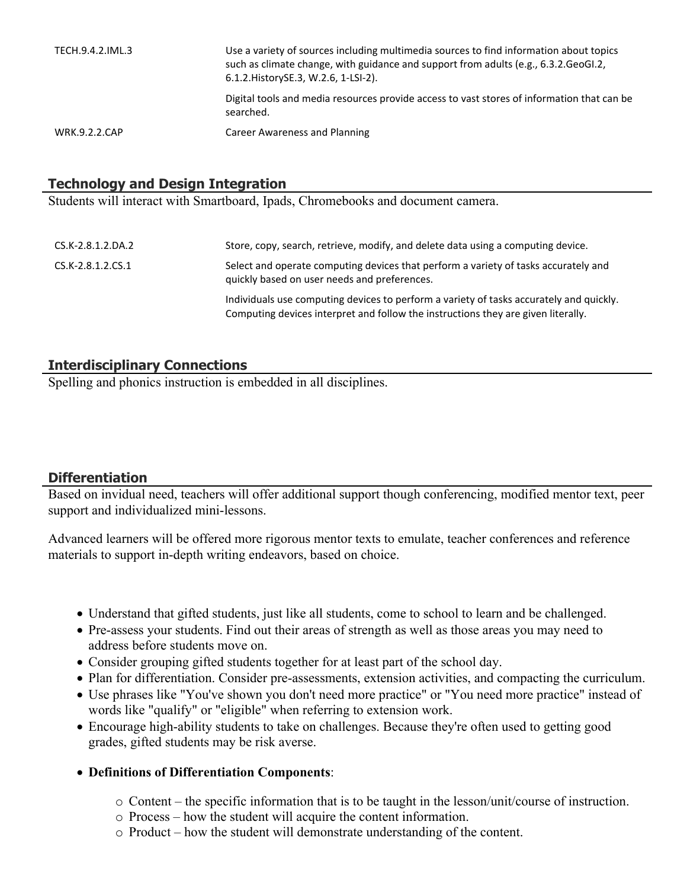| | |
|---|---|
| TECH.9.4.2.IML.3 | Use a variety of sources including multimedia sources to find information about topics such as climate change, with guidance and support from adults (e.g., 6.3.2.GeoGI.2, 6.1.2.HistorySE.3, W.2.6, 1-LSI-2). |
| | Digital tools and media resources provide access to vast stores of information that can be searched. |
| WRK.9.2.2.CAP | Career Awareness and Planning |

## Technology and Design Integration

Students will interact with Smartboard, Ipads, Chromebooks and document camera.

| | |
|---|---|
| CS.K-2.8.1.2.DA.2 | Store, copy, search, retrieve, modify, and delete data using a computing device. |
| CS.K-2.8.1.2.CS.1 | Select and operate computing devices that perform a variety of tasks accurately and quickly based on user needs and preferences. |
| | Individuals use computing devices to perform a variety of tasks accurately and quickly. Computing devices interpret and follow the instructions they are given literally. |

## Interdisciplinary Connections

Spelling and phonics instruction is embedded in all disciplines.

## Differentiation

Based on invidual need, teachers will offer additional support though conferencing, modified mentor text, peer support and individualized mini-lessons.

Advanced learners will be offered more rigorous mentor texts to emulate, teacher conferences and reference materials to support in-depth writing endeavors, based on choice.

- Understand that gifted students, just like all students, come to school to learn and be challenged.
- Pre-assess your students. Find out their areas of strength as well as those areas you may need to address before students move on.
- Consider grouping gifted students together for at least part of the school day.
- Plan for differentiation. Consider pre-assessments, extension activities, and compacting the curriculum.
- Use phrases like "You've shown you don't need more practice" or "You need more practice" instead of words like "qualify" or "eligible" when referring to extension work.
- Encourage high-ability students to take on challenges. Because they're often used to getting good grades, gifted students may be risk averse.
- **Definitions of Differentiation Components**:
  - Content – the specific information that is to be taught in the lesson/unit/course of instruction.
  - Process – how the student will acquire the content information.
  - Product – how the student will demonstrate understanding of the content.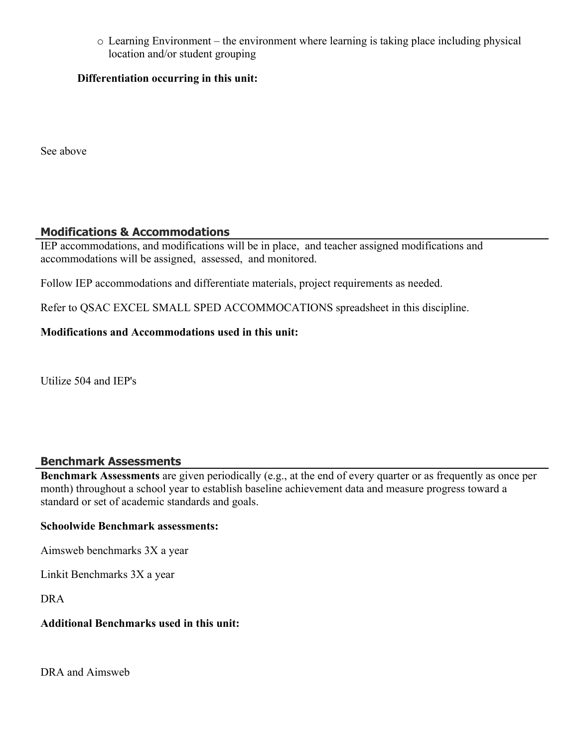- Learning Environment – the environment where learning is taking place including physical location and/or student grouping

**Differentiation occurring in this unit:**

See above

## Modifications & Accommodations

IEP accommodations, and modifications will be in place, and teacher assigned modifications and accommodations will be assigned, assessed, and monitored.

Follow IEP accommodations and differentiate materials, project requirements as needed.

Refer to QSAC EXCEL SMALL SPED ACCOMMOCATIONS spreadsheet in this discipline.

**Modifications and Accommodations used in this unit:**

Utilize 504 and IEP's

## Benchmark Assessments

**Benchmark Assessments** are given periodically (e.g., at the end of every quarter or as frequently as once per month) throughout a school year to establish baseline achievement data and measure progress toward a standard or set of academic standards and goals.

**Schoolwide Benchmark assessments:**

Aimsweb benchmarks 3X a year

Linkit Benchmarks 3X a year

DRA

**Additional Benchmarks used in this unit:**

DRA and Aimsweb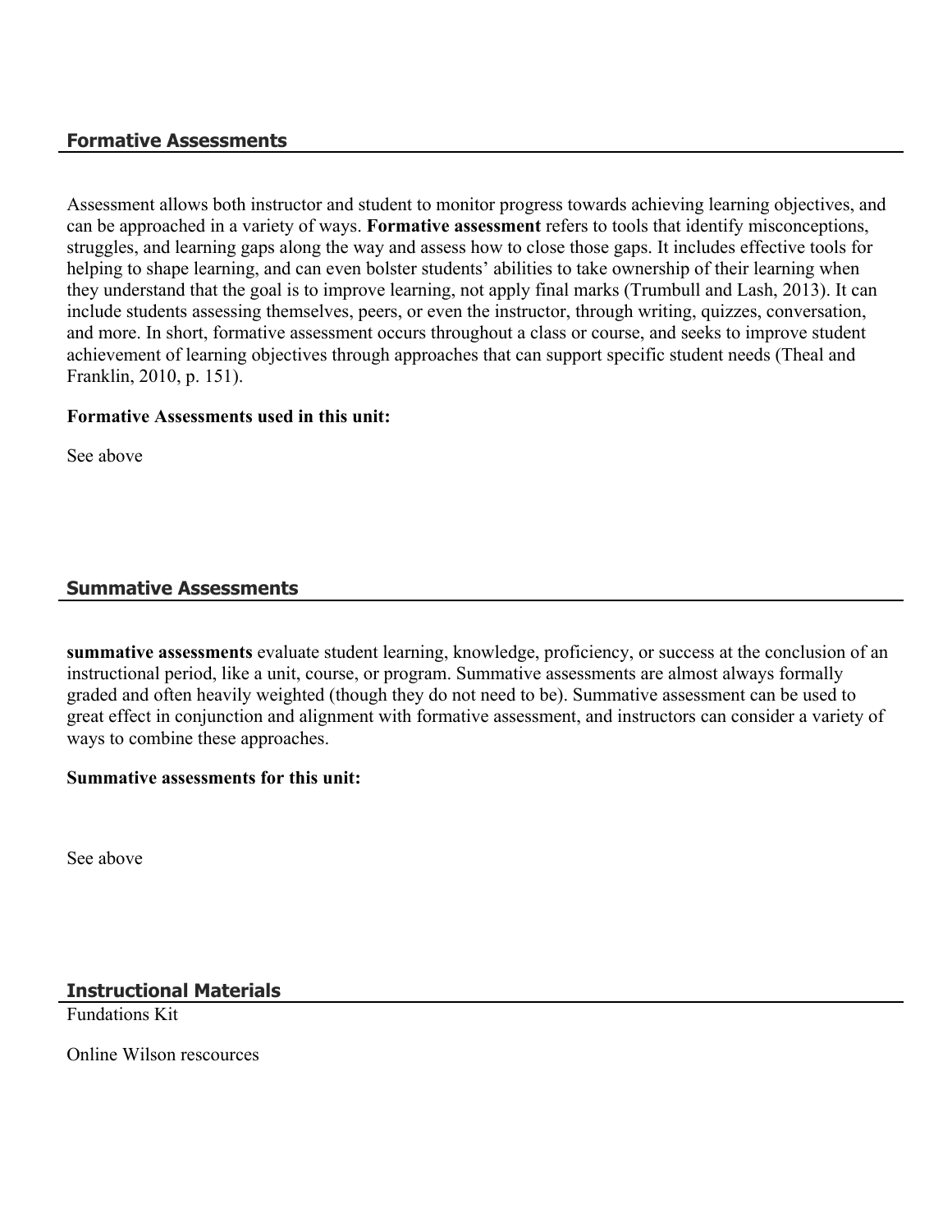## Formative Assessments

Assessment allows both instructor and student to monitor progress towards achieving learning objectives, and can be approached in a variety of ways. **Formative assessment** refers to tools that identify misconceptions, struggles, and learning gaps along the way and assess how to close those gaps. It includes effective tools for helping to shape learning, and can even bolster students' abilities to take ownership of their learning when they understand that the goal is to improve learning, not apply final marks (Trumbull and Lash, 2013). It can include students assessing themselves, peers, or even the instructor, through writing, quizzes, conversation, and more. In short, formative assessment occurs throughout a class or course, and seeks to improve student achievement of learning objectives through approaches that can support specific student needs (Theal and Franklin, 2010, p. 151).

**Formative Assessments used in this unit:**

See above

## Summative Assessments

**summative assessments** evaluate student learning, knowledge, proficiency, or success at the conclusion of an instructional period, like a unit, course, or program. Summative assessments are almost always formally graded and often heavily weighted (though they do not need to be). Summative assessment can be used to great effect in conjunction and alignment with formative assessment, and instructors can consider a variety of ways to combine these approaches.

**Summative assessments for this unit:**

See above

## Instructional Materials

Fundations Kit

Online Wilson rescources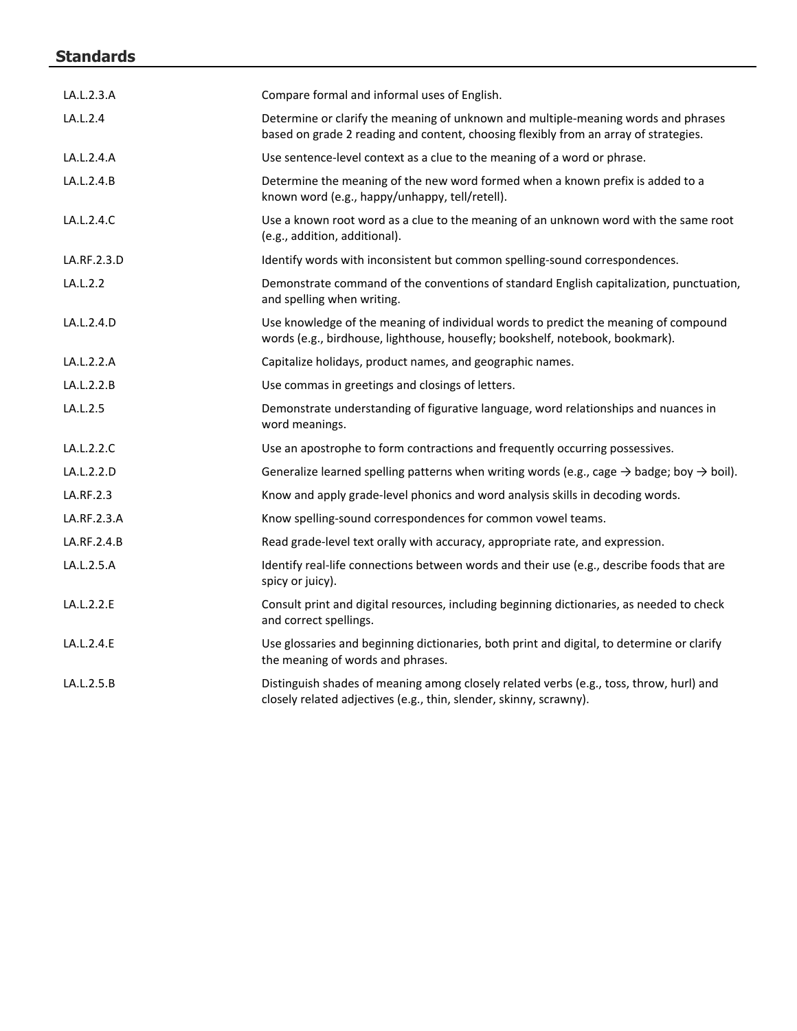## Standards

| | |
|---|---|
| LA.L.2.3.A | Compare formal and informal uses of English. |
| LA.L.2.4 | Determine or clarify the meaning of unknown and multiple-meaning words and phrases based on grade 2 reading and content, choosing flexibly from an array of strategies. |
| LA.L.2.4.A | Use sentence-level context as a clue to the meaning of a word or phrase. |
| LA.L.2.4.B | Determine the meaning of the new word formed when a known prefix is added to a known word (e.g., happy/unhappy, tell/retell). |
| LA.L.2.4.C | Use a known root word as a clue to the meaning of an unknown word with the same root (e.g., addition, additional). |
| LA.RF.2.3.D | Identify words with inconsistent but common spelling-sound correspondences. |
| LA.L.2.2 | Demonstrate command of the conventions of standard English capitalization, punctuation, and spelling when writing. |
| LA.L.2.4.D | Use knowledge of the meaning of individual words to predict the meaning of compound words (e.g., birdhouse, lighthouse, housefly; bookshelf, notebook, bookmark). |
| LA.L.2.2.A | Capitalize holidays, product names, and geographic names. |
| LA.L.2.2.B | Use commas in greetings and closings of letters. |
| LA.L.2.5 | Demonstrate understanding of figurative language, word relationships and nuances in word meanings. |
| LA.L.2.2.C | Use an apostrophe to form contractions and frequently occurring possessives. |
| LA.L.2.2.D | Generalize learned spelling patterns when writing words (e.g., cage → badge; boy → boil). |
| LA.RF.2.3 | Know and apply grade-level phonics and word analysis skills in decoding words. |
| LA.RF.2.3.A | Know spelling-sound correspondences for common vowel teams. |
| LA.RF.2.4.B | Read grade-level text orally with accuracy, appropriate rate, and expression. |
| LA.L.2.5.A | Identify real-life connections between words and their use (e.g., describe foods that are spicy or juicy). |
| LA.L.2.2.E | Consult print and digital resources, including beginning dictionaries, as needed to check and correct spellings. |
| LA.L.2.4.E | Use glossaries and beginning dictionaries, both print and digital, to determine or clarify the meaning of words and phrases. |
| LA.L.2.5.B | Distinguish shades of meaning among closely related verbs (e.g., toss, throw, hurl) and closely related adjectives (e.g., thin, slender, skinny, scrawny). |